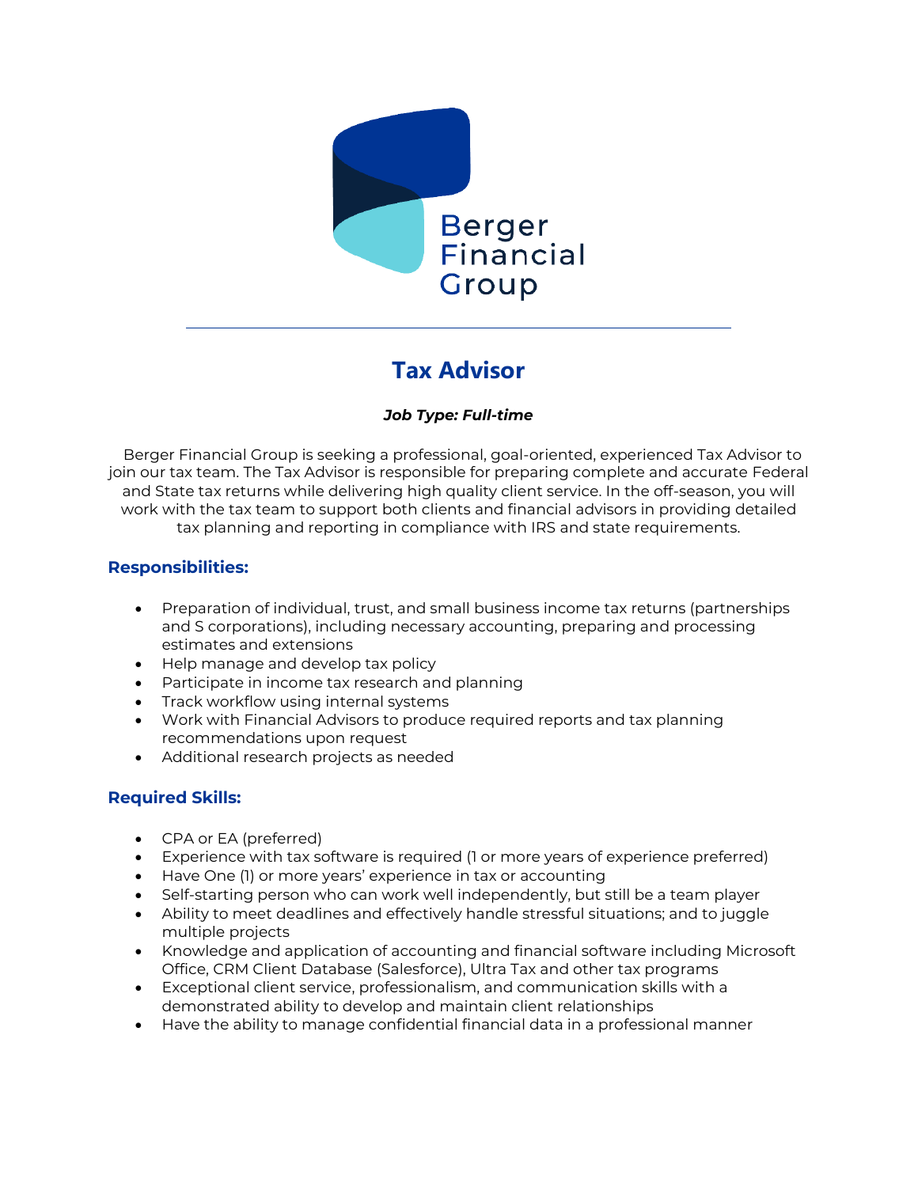Berger Financial Group

---

# Tax Advisor

***Job Type: Full-time***

Berger Financial Group is seeking a professional, goal-oriented, experienced Tax Advisor to join our tax team. The Tax Advisor is responsible for preparing complete and accurate Federal and State tax returns while delivering high quality client service. In the off-season, you will work with the tax team to support both clients and financial advisors in providing detailed tax planning and reporting in compliance with IRS and state requirements.

## Responsibilities:

- Preparation of individual, trust, and small business income tax returns (partnerships and S corporations), including necessary accounting, preparing and processing estimates and extensions
- Help manage and develop tax policy
- Participate in income tax research and planning
- Track workflow using internal systems
- Work with Financial Advisors to produce required reports and tax planning recommendations upon request
- Additional research projects as needed

## Required Skills:

- CPA or EA (preferred)
- Experience with tax software is required (1 or more years of experience preferred)
- Have One (1) or more years' experience in tax or accounting
- Self-starting person who can work well independently, but still be a team player
- Ability to meet deadlines and effectively handle stressful situations; and to juggle multiple projects
- Knowledge and application of accounting and financial software including Microsoft Office, CRM Client Database (Salesforce), Ultra Tax and other tax programs
- Exceptional client service, professionalism, and communication skills with a demonstrated ability to develop and maintain client relationships
- Have the ability to manage confidential financial data in a professional manner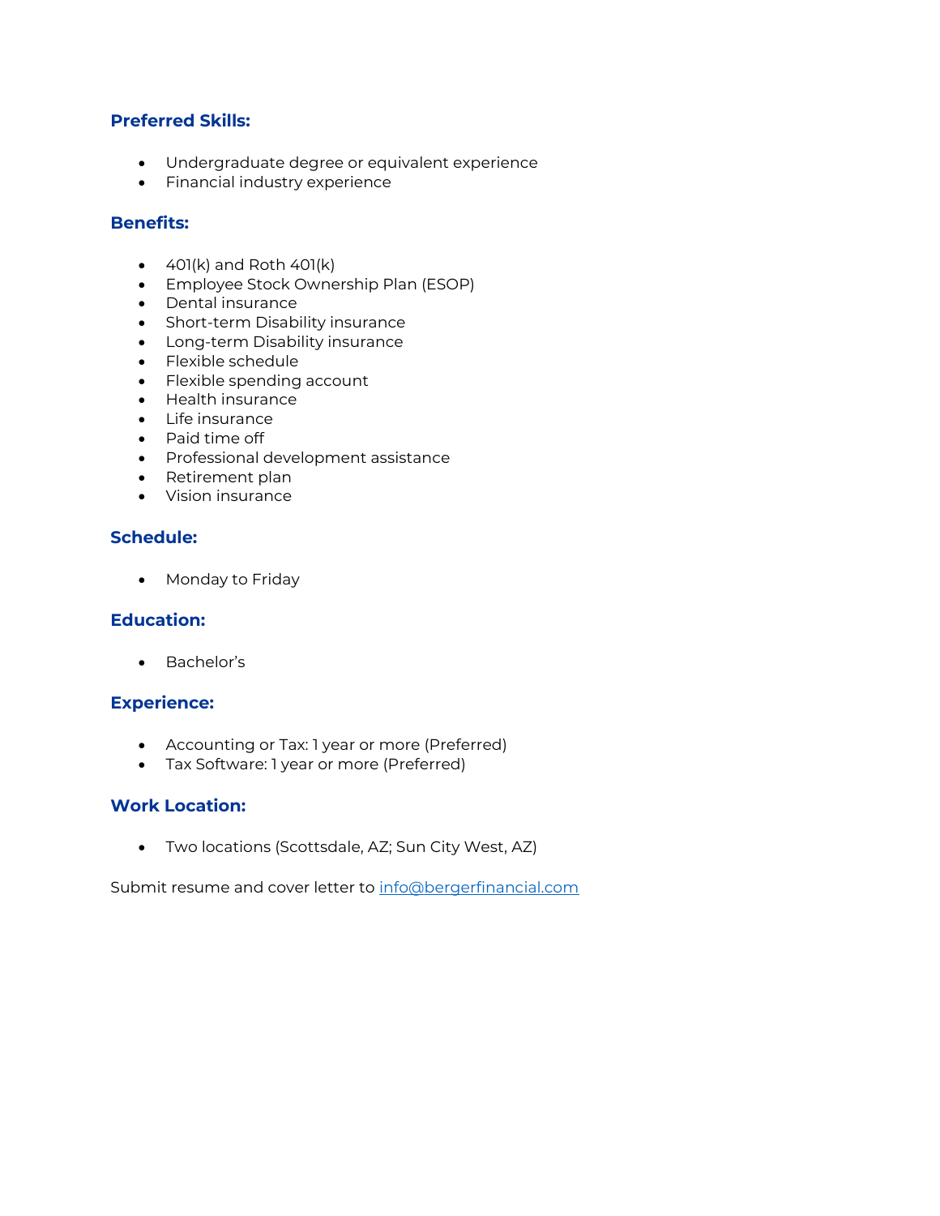### Preferred Skills:

- Undergraduate degree or equivalent experience
- Financial industry experience

### Benefits:

- 401(k) and Roth 401(k)
- Employee Stock Ownership Plan (ESOP)
- Dental insurance
- Short-term Disability insurance
- Long-term Disability insurance
- Flexible schedule
- Flexible spending account
- Health insurance
- Life insurance
- Paid time off
- Professional development assistance
- Retirement plan
- Vision insurance

### Schedule:

- Monday to Friday

### Education:

- Bachelor's

### Experience:

- Accounting or Tax: 1 year or more (Preferred)
- Tax Software: 1 year or more (Preferred)

### Work Location:

- Two locations (Scottsdale, AZ; Sun City West, AZ)

Submit resume and cover letter to info@bergerfinancial.com